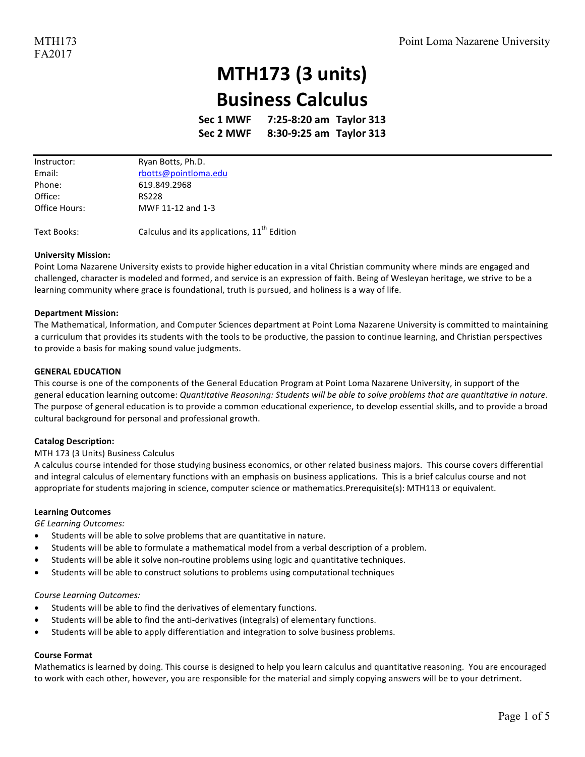# MTH173 (3 units)
# Business Calculus

**Sec 1 MWF 7:25-8:20 am Taylor 313**
**Sec 2 MWF 8:30-9:25 am Taylor 313**

| | |
|---|---|
| Instructor: | Ryan Botts, Ph.D. |
| Email: | rbotts@pointloma.edu |
| Phone: | 619.849.2968 |
| Office: | RS228 |
| Office Hours: | MWF 11-12 and 1-3 |
| Text Books: | Calculus and its applications, 11th Edition |

**University Mission:**
Point Loma Nazarene University exists to provide higher education in a vital Christian community where minds are engaged and challenged, character is modeled and formed, and service is an expression of faith. Being of Wesleyan heritage, we strive to be a learning community where grace is foundational, truth is pursued, and holiness is a way of life.

**Department Mission:**
The Mathematical, Information, and Computer Sciences department at Point Loma Nazarene University is committed to maintaining a curriculum that provides its students with the tools to be productive, the passion to continue learning, and Christian perspectives to provide a basis for making sound value judgments.

**GENERAL EDUCATION**
This course is one of the components of the General Education Program at Point Loma Nazarene University, in support of the general education learning outcome: *Quantitative Reasoning: Students will be able to solve problems that are quantitative in nature*. The purpose of general education is to provide a common educational experience, to develop essential skills, and to provide a broad cultural background for personal and professional growth.

**Catalog Description:**
MTH 173 (3 Units) Business Calculus
A calculus course intended for those studying business economics, or other related business majors. This course covers differential and integral calculus of elementary functions with an emphasis on business applications. This is a brief calculus course and not appropriate for students majoring in science, computer science or mathematics.Prerequisite(s): MTH113 or equivalent.

**Learning Outcomes**
*GE Learning Outcomes:*
- Students will be able to solve problems that are quantitative in nature.
- Students will be able to formulate a mathematical model from a verbal description of a problem.
- Students will be able it solve non-routine problems using logic and quantitative techniques.
- Students will be able to construct solutions to problems using computational techniques

*Course Learning Outcomes:*
- Students will be able to find the derivatives of elementary functions.
- Students will be able to find the anti-derivatives (integrals) of elementary functions.
- Students will be able to apply differentiation and integration to solve business problems.

**Course Format**
Mathematics is learned by doing. This course is designed to help you learn calculus and quantitative reasoning. You are encouraged to work with each other, however, you are responsible for the material and simply copying answers will be to your detriment.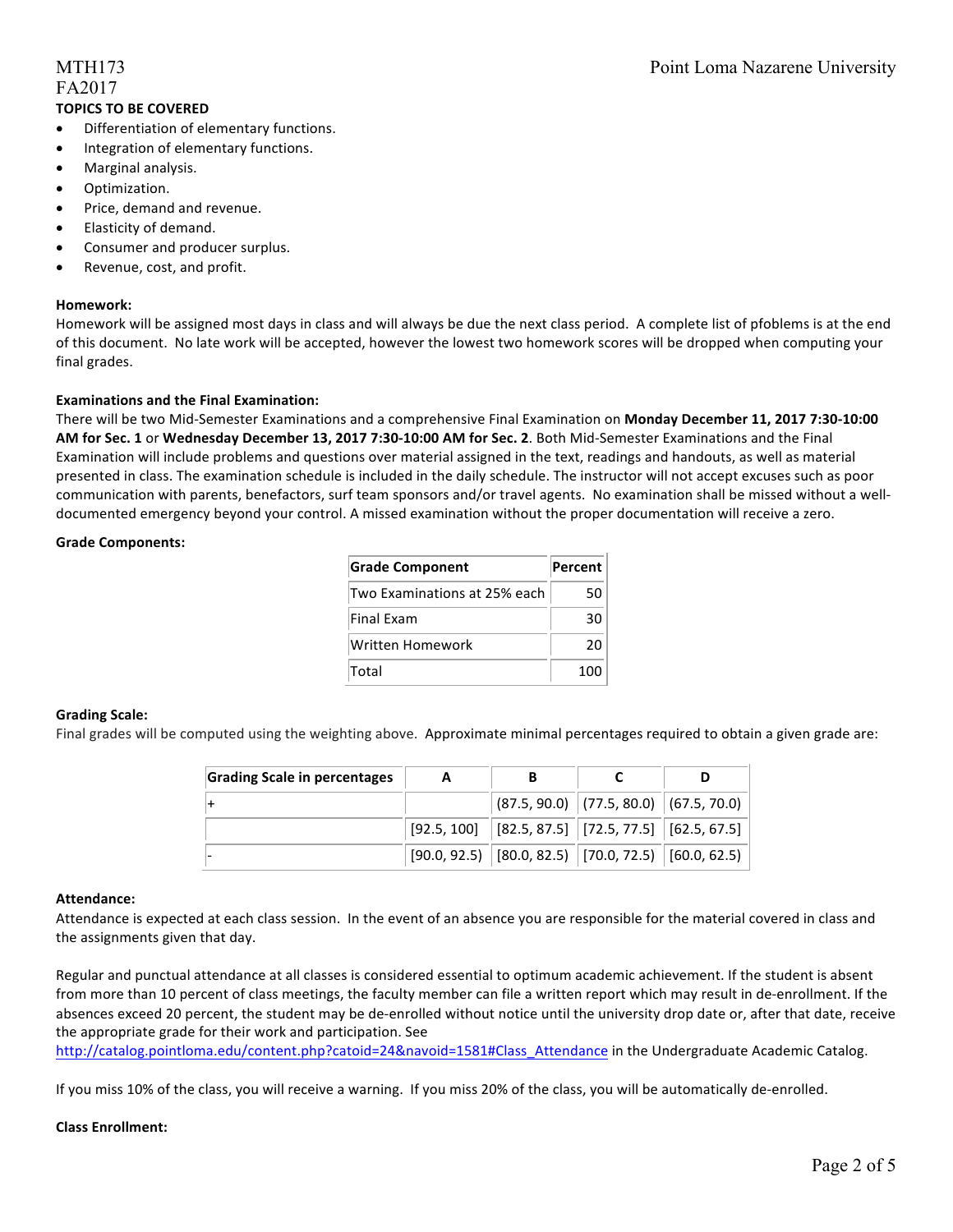**TOPICS TO BE COVERED**

- Differentiation of elementary functions.
- Integration of elementary functions.
- Marginal analysis.
- Optimization.
- Price, demand and revenue.
- Elasticity of demand.
- Consumer and producer surplus.
- Revenue, cost, and profit.

**Homework:**

Homework will be assigned most days in class and will always be due the next class period. A complete list of pfoblems is at the end of this document. No late work will be accepted, however the lowest two homework scores will be dropped when computing your final grades.

**Examinations and the Final Examination:**

There will be two Mid-Semester Examinations and a comprehensive Final Examination on **Monday December 11, 2017 7:30-10:00 AM for Sec. 1** or **Wednesday December 13, 2017 7:30-10:00 AM for Sec. 2**. Both Mid-Semester Examinations and the Final Examination will include problems and questions over material assigned in the text, readings and handouts, as well as material presented in class. The examination schedule is included in the daily schedule. The instructor will not accept excuses such as poor communication with parents, benefactors, surf team sponsors and/or travel agents. No examination shall be missed without a well-documented emergency beyond your control. A missed examination without the proper documentation will receive a zero.

**Grade Components:**

| Grade Component | Percent |
| --- | --- |
| Two Examinations at 25% each | 50 |
| Final Exam | 30 |
| Written Homework | 20 |
| Total | 100 |

**Grading Scale:**

Final grades will be computed using the weighting above. Approximate minimal percentages required to obtain a given grade are:

| Grading Scale in percentages | A | B | C | D |
| --- | --- | --- | --- | --- |
| + | | (87.5, 90.0) | (77.5, 80.0) | (67.5, 70.0) |
| | [92.5, 100] | [82.5, 87.5] | [72.5, 77.5] | [62.5, 67.5] |
| - | [90.0, 92.5) | [80.0, 82.5) | [70.0, 72.5) | [60.0, 62.5) |

**Attendance:**

Attendance is expected at each class session. In the event of an absence you are responsible for the material covered in class and the assignments given that day.

Regular and punctual attendance at all classes is considered essential to optimum academic achievement. If the student is absent from more than 10 percent of class meetings, the faculty member can file a written report which may result in de-enrollment. If the absences exceed 20 percent, the student may be de-enrolled without notice until the university drop date or, after that date, receive the appropriate grade for their work and participation. See http://catalog.pointloma.edu/content.php?catoid=24&navoid=1581#Class_Attendance in the Undergraduate Academic Catalog.

If you miss 10% of the class, you will receive a warning. If you miss 20% of the class, you will be automatically de-enrolled.

**Class Enrollment:**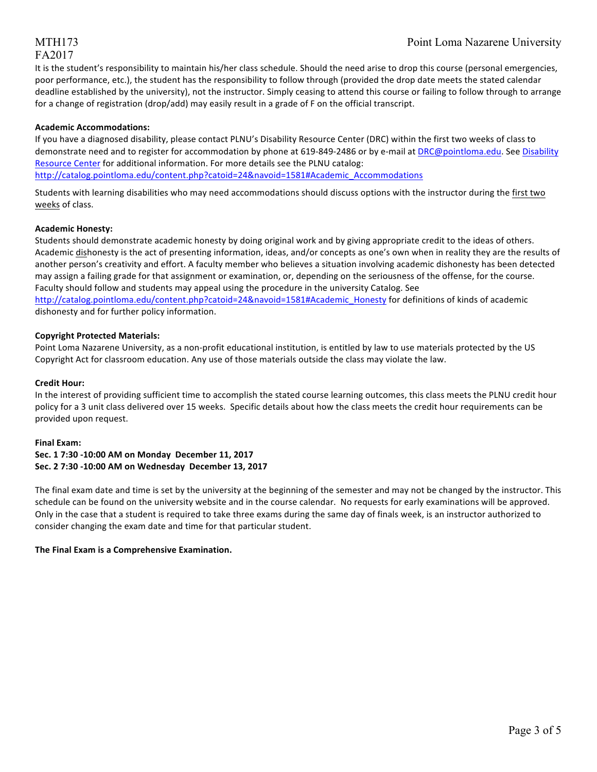It is the student's responsibility to maintain his/her class schedule. Should the need arise to drop this course (personal emergencies, poor performance, etc.), the student has the responsibility to follow through (provided the drop date meets the stated calendar deadline established by the university), not the instructor. Simply ceasing to attend this course or failing to follow through to arrange for a change of registration (drop/add) may easily result in a grade of F on the official transcript.

**Academic Accommodations:**
If you have a diagnosed disability, please contact PLNU's Disability Resource Center (DRC) within the first two weeks of class to demonstrate need and to register for accommodation by phone at 619-849-2486 or by e-mail at [DRC@pointloma.edu](mailto:DRC@pointloma.edu). See [Disability Resource Center]() for additional information. For more details see the PLNU catalog:
[http://catalog.pointloma.edu/content.php?catoid=24&navoid=1581#Academic_Accommodations](http://catalog.pointloma.edu/content.php?catoid=24&navoid=1581#Academic_Accommodations)

Students with learning disabilities who may need accommodations should discuss options with the instructor during the first two weeks of class.

**Academic Honesty:**
Students should demonstrate academic honesty by doing original work and by giving appropriate credit to the ideas of others. Academic dishonesty is the act of presenting information, ideas, and/or concepts as one's own when in reality they are the results of another person's creativity and effort. A faculty member who believes a situation involving academic dishonesty has been detected may assign a failing grade for that assignment or examination, or, depending on the seriousness of the offense, for the course. Faculty should follow and students may appeal using the procedure in the university Catalog. See [http://catalog.pointloma.edu/content.php?catoid=24&navoid=1581#Academic_Honesty](http://catalog.pointloma.edu/content.php?catoid=24&navoid=1581#Academic_Honesty) for definitions of kinds of academic dishonesty and for further policy information.

**Copyright Protected Materials:**
Point Loma Nazarene University, as a non-profit educational institution, is entitled by law to use materials protected by the US Copyright Act for classroom education. Any use of those materials outside the class may violate the law.

**Credit Hour:**
In the interest of providing sufficient time to accomplish the stated course learning outcomes, this class meets the PLNU credit hour policy for a 3 unit class delivered over 15 weeks. Specific details about how the class meets the credit hour requirements can be provided upon request.

**Final Exam:**
**Sec. 1 7:30 -10:00 AM on Monday December 11, 2017**
**Sec. 2 7:30 -10:00 AM on Wednesday December 13, 2017**

The final exam date and time is set by the university at the beginning of the semester and may not be changed by the instructor. This schedule can be found on the university website and in the course calendar. No requests for early examinations will be approved. Only in the case that a student is required to take three exams during the same day of finals week, is an instructor authorized to consider changing the exam date and time for that particular student.

**The Final Exam is a Comprehensive Examination.**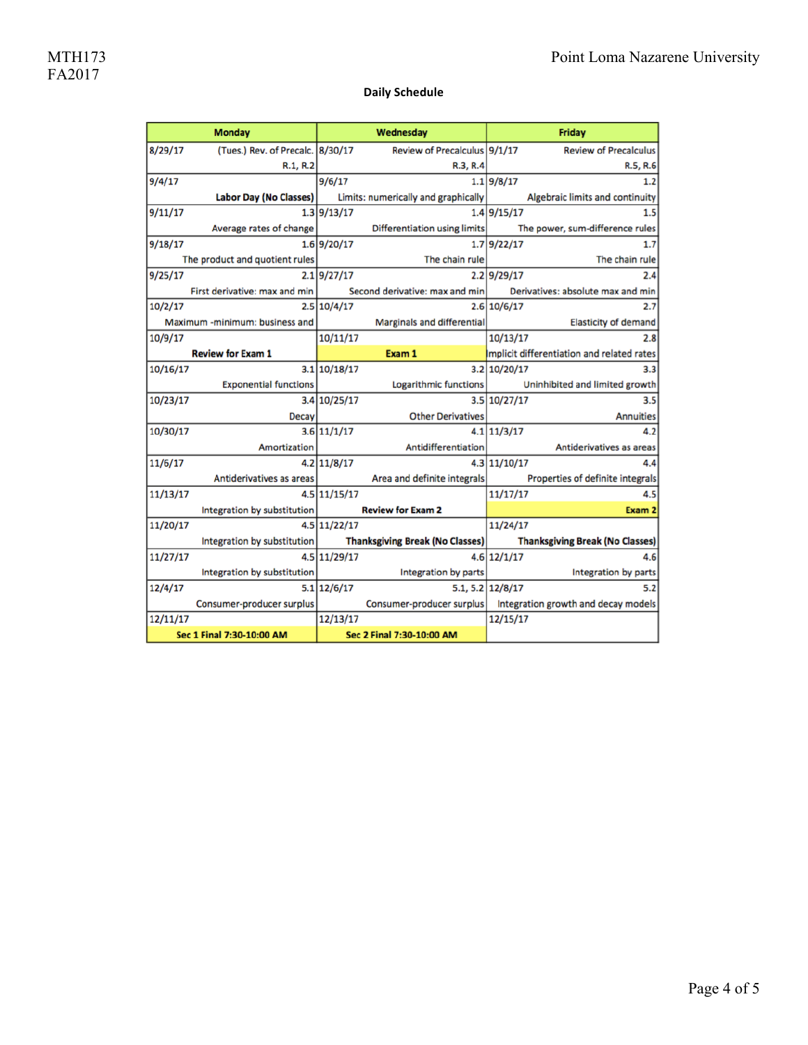## Daily Schedule

| Monday | Wednesday | Friday |
|---|---|---|
| 8/29/17 (Tues.) Rev. of Precalc. R.1, R.2 | 8/30/17 Review of Precalculus R.3, R.4 | 9/1/17 Review of Precalculus R.5, R.6 |
| 9/4/17 **Labor Day (No Classes)** | 9/6/17 1.1 Limits: numerically and graphically | 9/8/17 1.2 Algebraic limits and continuity |
| 9/11/17 1.3 Average rates of change | 9/13/17 1.4 Differentiation using limits | 9/15/17 1.5 The power, sum-difference rules |
| 9/18/17 1.6 The product and quotient rules | 9/20/17 1.7 The chain rule | 9/22/17 1.7 The chain rule |
| 9/25/17 2.1 First derivative: max and min | 9/27/17 2.2 Second derivative: max and min | 9/29/17 2.4 Derivatives: absolute max and min |
| 10/2/17 2.5 Maximum -minimum: business and | 10/4/17 2.6 Marginals and differential | 10/6/17 2.7 Elasticity of demand |
| 10/9/17 **Review for Exam 1** | 10/11/17 **Exam 1** | 10/13/17 2.8 Implicit differentiation and related rates |
| 10/16/17 3.1 Exponential functions | 10/18/17 3.2 Logarithmic functions | 10/20/17 3.3 Uninhibited and limited growth |
| 10/23/17 3.4 Decay | 10/25/17 3.5 Other Derivatives | 10/27/17 3.5 Annuities |
| 10/30/17 3.6 Amortization | 11/1/17 4.1 Antidifferentiation | 11/3/17 4.2 Antiderivatives as areas |
| 11/6/17 4.2 Antiderivatives as areas | 11/8/17 4.3 Area and definite integrals | 11/10/17 4.4 Properties of definite integrals |
| 11/13/17 4.5 Integration by substitution | 11/15/17 **Review for Exam 2** | 11/17/17 4.5 **Exam 2** |
| 11/20/17 4.5 Integration by substitution | 11/22/17 **Thanksgiving Break (No Classes)** | 11/24/17 **Thanksgiving Break (No Classes)** |
| 11/27/17 4.5 Integration by substitution | 11/29/17 4.6 Integration by parts | 12/1/17 4.6 Integration by parts |
| 12/4/17 5.1 Consumer-producer surplus | 12/6/17 5.1, 5.2 Consumer-producer surplus | 12/8/17 5.2 Integration growth and decay models |
| 12/11/17 **Sec 1 Final 7:30-10:00 AM** | 12/13/17 **Sec 2 Final 7:30-10:00 AM** | 12/15/17 |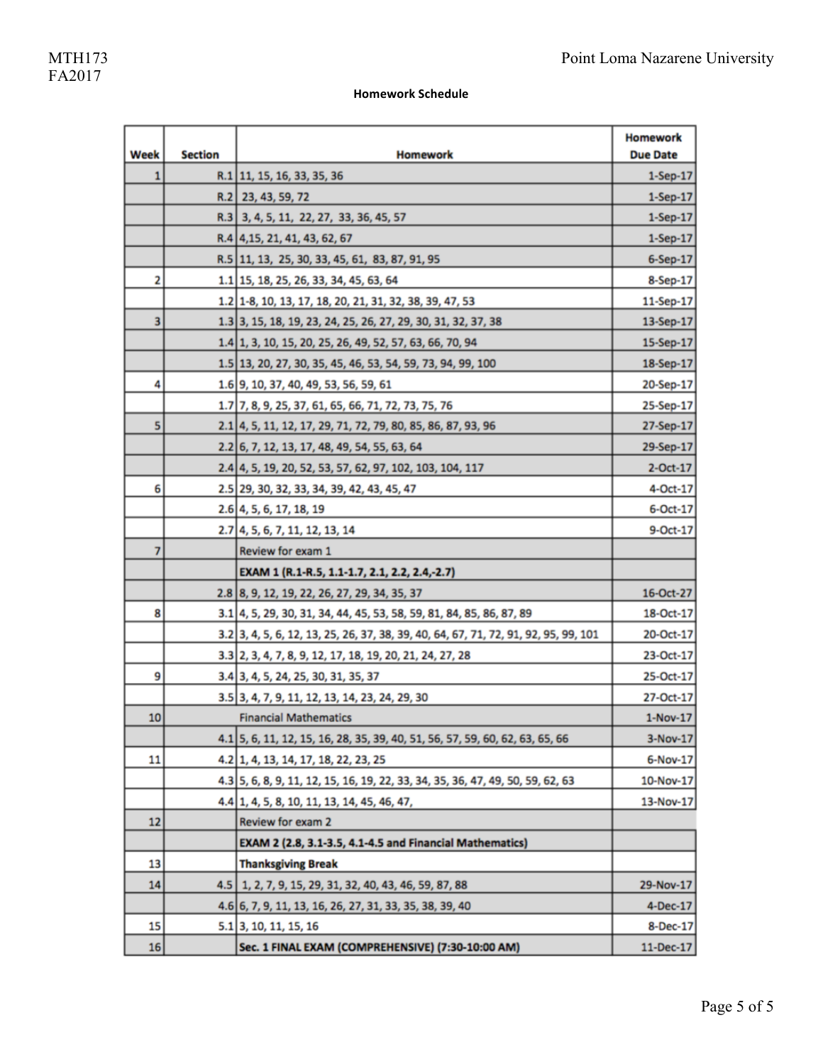MTH173
FA2017

**Homework Schedule**

| Week | Section | Homework | Homework Due Date |
|---|---|---|---|
| 1 | R.1 | 11, 15, 16, 33, 35, 36 | 1-Sep-17 |
| | R.2 | 23, 43, 59, 72 | 1-Sep-17 |
| | R.3 | 3, 4, 5, 11, 22, 27, 33, 36, 45, 57 | 1-Sep-17 |
| | R.4 | 4,15, 21, 41, 43, 62, 67 | 1-Sep-17 |
| | R.5 | 11, 13, 25, 30, 33, 45, 61, 83, 87, 91, 95 | 6-Sep-17 |
| 2 | 1.1 | 15, 18, 25, 26, 33, 34, 45, 63, 64 | 8-Sep-17 |
| | 1.2 | 1-8, 10, 13, 17, 18, 20, 21, 31, 32, 38, 39, 47, 53 | 11-Sep-17 |
| 3 | 1.3 | 3, 15, 18, 19, 23, 24, 25, 26, 27, 29, 30, 31, 32, 37, 38 | 13-Sep-17 |
| | 1.4 | 1, 3, 10, 15, 20, 25, 26, 49, 52, 57, 63, 66, 70, 94 | 15-Sep-17 |
| | 1.5 | 13, 20, 27, 30, 35, 45, 46, 53, 54, 59, 73, 94, 99, 100 | 18-Sep-17 |
| 4 | 1.6 | 9, 10, 37, 40, 49, 53, 56, 59, 61 | 20-Sep-17 |
| | 1.7 | 7, 8, 9, 25, 37, 61, 65, 66, 71, 72, 73, 75, 76 | 25-Sep-17 |
| 5 | 2.1 | 4, 5, 11, 12, 17, 29, 71, 72, 79, 80, 85, 86, 87, 93, 96 | 27-Sep-17 |
| | 2.2 | 6, 7, 12, 13, 17, 48, 49, 54, 55, 63, 64 | 29-Sep-17 |
| | 2.4 | 4, 5, 19, 20, 52, 53, 57, 62, 97, 102, 103, 104, 117 | 2-Oct-17 |
| 6 | 2.5 | 29, 30, 32, 33, 34, 39, 42, 43, 45, 47 | 4-Oct-17 |
| | 2.6 | 4, 5, 6, 17, 18, 19 | 6-Oct-17 |
| | 2.7 | 4, 5, 6, 7, 11, 12, 13, 14 | 9-Oct-17 |
| 7 | | Review for exam 1 | |
| | | **EXAM 1 (R.1-R.5, 1.1-1.7, 2.1, 2.2, 2.4,-2.7)** | |
| | 2.8 | 8, 9, 12, 19, 22, 26, 27, 29, 34, 35, 37 | 16-Oct-27 |
| 8 | 3.1 | 4, 5, 29, 30, 31, 34, 44, 45, 53, 58, 59, 81, 84, 85, 86, 87, 89 | 18-Oct-17 |
| | 3.2 | 3, 4, 5, 6, 12, 13, 25, 26, 37, 38, 39, 40, 64, 67, 71, 72, 91, 92, 95, 99, 101 | 20-Oct-17 |
| | 3.3 | 2, 3, 4, 7, 8, 9, 12, 17, 18, 19, 20, 21, 24, 27, 28 | 23-Oct-17 |
| 9 | 3.4 | 3, 4, 5, 24, 25, 30, 31, 35, 37 | 25-Oct-17 |
| | 3.5 | 3, 4, 7, 9, 11, 12, 13, 14, 23, 24, 29, 30 | 27-Oct-17 |
| 10 | | Financial Mathematics | 1-Nov-17 |
| | 4.1 | 5, 6, 11, 12, 15, 16, 28, 35, 39, 40, 51, 56, 57, 59, 60, 62, 63, 65, 66 | 3-Nov-17 |
| 11 | 4.2 | 1, 4, 13, 14, 17, 18, 22, 23, 25 | 6-Nov-17 |
| | 4.3 | 5, 6, 8, 9, 11, 12, 15, 16, 19, 22, 33, 34, 35, 36, 47, 49, 50, 59, 62, 63 | 10-Nov-17 |
| | 4.4 | 1, 4, 5, 8, 10, 11, 13, 14, 45, 46, 47, | 13-Nov-17 |
| 12 | | Review for exam 2 | |
| | | **EXAM 2 (2.8, 3.1-3.5, 4.1-4.5 and Financial Mathematics)** | |
| 13 | | **Thanksgiving Break** | |
| 14 | 4.5 | 1, 2, 7, 9, 15, 29, 31, 32, 40, 43, 46, 59, 87, 88 | 29-Nov-17 |
| | 4.6 | 6, 7, 9, 11, 13, 16, 26, 27, 31, 33, 35, 38, 39, 40 | 4-Dec-17 |
| 15 | 5.1 | 3, 10, 11, 15, 16 | 8-Dec-17 |
| 16 | | **Sec. 1 FINAL EXAM (COMPREHENSIVE) (7:30-10:00 AM)** | 11-Dec-17 |